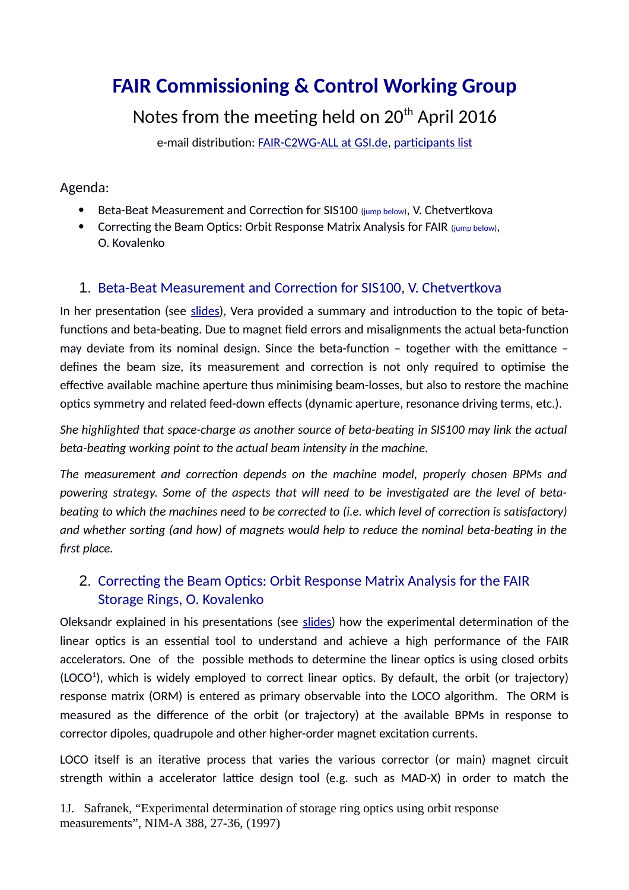# FAIR Commissioning & Control Working Group

Notes from the meeting held on 20th April 2016

e-mail distribution: FAIR-C2WG-ALL at GSI.de, participants list

Agenda:

- Beta-Beat Measurement and Correction for SIS100 (jump below), V. Chetvertkova
- Correcting the Beam Optics: Orbit Response Matrix Analysis for FAIR (jump below), O. Kovalenko

## 1. Beta-Beat Measurement and Correction for SIS100, V. Chetvertkova

In her presentation (see slides), Vera provided a summary and introduction to the topic of beta-functions and beta-beating. Due to magnet field errors and misalignments the actual beta-function may deviate from its nominal design. Since the beta-function – together with the emittance – defines the beam size, its measurement and correction is not only required to optimise the effective available machine aperture thus minimising beam-losses, but also to restore the machine optics symmetry and related feed-down effects (dynamic aperture, resonance driving terms, etc.).

*She highlighted that space-charge as another source of beta-beating in SIS100 may link the actual beta-beating working point to the actual beam intensity in the machine.*

*The measurement and correction depends on the machine model, properly chosen BPMs and powering strategy. Some of the aspects that will need to be investigated are the level of beta-beating to which the machines need to be corrected to (i.e. which level of correction is satisfactory) and whether sorting (and how) of magnets would help to reduce the nominal beta-beating in the first place.*

## 2. Correcting the Beam Optics: Orbit Response Matrix Analysis for the FAIR Storage Rings, O. Kovalenko

Oleksandr explained in his presentations (see slides) how the experimental determination of the linear optics is an essential tool to understand and achieve a high performance of the FAIR accelerators. One of the possible methods to determine the linear optics is using closed orbits (LOCO[1]), which is widely employed to correct linear optics. By default, the orbit (or trajectory) response matrix (ORM) is entered as primary observable into the LOCO algorithm. The ORM is measured as the difference of the orbit (or trajectory) at the available BPMs in response to corrector dipoles, quadrupole and other higher-order magnet excitation currents.

LOCO itself is an iterative process that varies the various corrector (or main) magnet circuit strength within a accelerator lattice design tool (e.g. such as MAD-X) in order to match the

1J. Safranek, “Experimental determination of storage ring optics using orbit response measurements”, NIM-A 388, 27-36, (1997)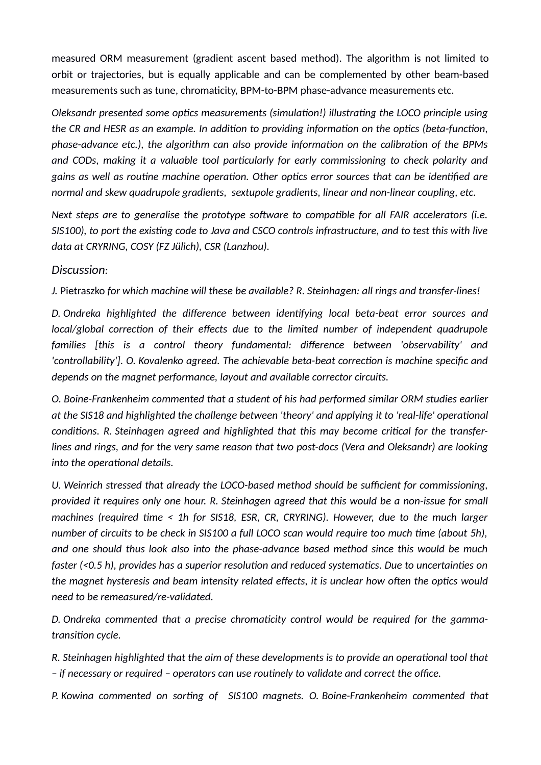measured ORM measurement (gradient ascent based method). The algorithm is not limited to orbit or trajectories, but is equally applicable and can be complemented by other beam-based measurements such as tune, chromaticity, BPM-to-BPM phase-advance measurements etc.

*Oleksandr presented some optics measurements (simulation!) illustrating the LOCO principle using the CR and HESR as an example. In addition to providing information on the optics (beta-function, phase-advance etc.), the algorithm can also provide information on the calibration of the BPMs and CODs, making it a valuable tool particularly for early commissioning to check polarity and gains as well as routine machine operation. Other optics error sources that can be identified are normal and skew quadrupole gradients, sextupole gradients, linear and non-linear coupling, etc.*

*Next steps are to generalise the prototype software to compatible for all FAIR accelerators (i.e. SIS100), to port the existing code to Java and CSCO controls infrastructure, and to test this with live data at CRYRING, COSY (FZ Jülich), CSR (Lanzhou).*

*Discussion:*

*J.* Pietraszko *for which machine will these be available? R. Steinhagen: all rings and transfer-lines!*

*D. Ondreka highlighted the difference between identifying local beta-beat error sources and local/global correction of their effects due to the limited number of independent quadrupole families [this is a control theory fundamental: difference between 'observability' and 'controllability']. O. Kovalenko agreed. The achievable beta-beat correction is machine specific and depends on the magnet performance, layout and available corrector circuits.*

*O. Boine-Frankenheim commented that a student of his had performed similar ORM studies earlier at the SIS18 and highlighted the challenge between 'theory' and applying it to 'real-life' operational conditions. R. Steinhagen agreed and highlighted that this may become critical for the transfer-lines and rings, and for the very same reason that two post-docs (Vera and Oleksandr) are looking into the operational details.*

*U. Weinrich stressed that already the LOCO-based method should be sufficient for commissioning, provided it requires only one hour. R. Steinhagen agreed that this would be a non-issue for small machines (required time < 1h for SIS18, ESR, CR, CRYRING). However, due to the much larger number of circuits to be check in SIS100 a full LOCO scan would require too much time (about 5h), and one should thus look also into the phase-advance based method since this would be much faster (<0.5 h), provides has a superior resolution and reduced systematics. Due to uncertainties on the magnet hysteresis and beam intensity related effects, it is unclear how often the optics would need to be remeasured/re-validated.*

*D. Ondreka commented that a precise chromaticity control would be required for the gamma-transition cycle.*

*R. Steinhagen highlighted that the aim of these developments is to provide an operational tool that – if necessary or required – operators can use routinely to validate and correct the office.*

*P. Kowina commented on sorting of SIS100 magnets. O. Boine-Frankenheim commented that*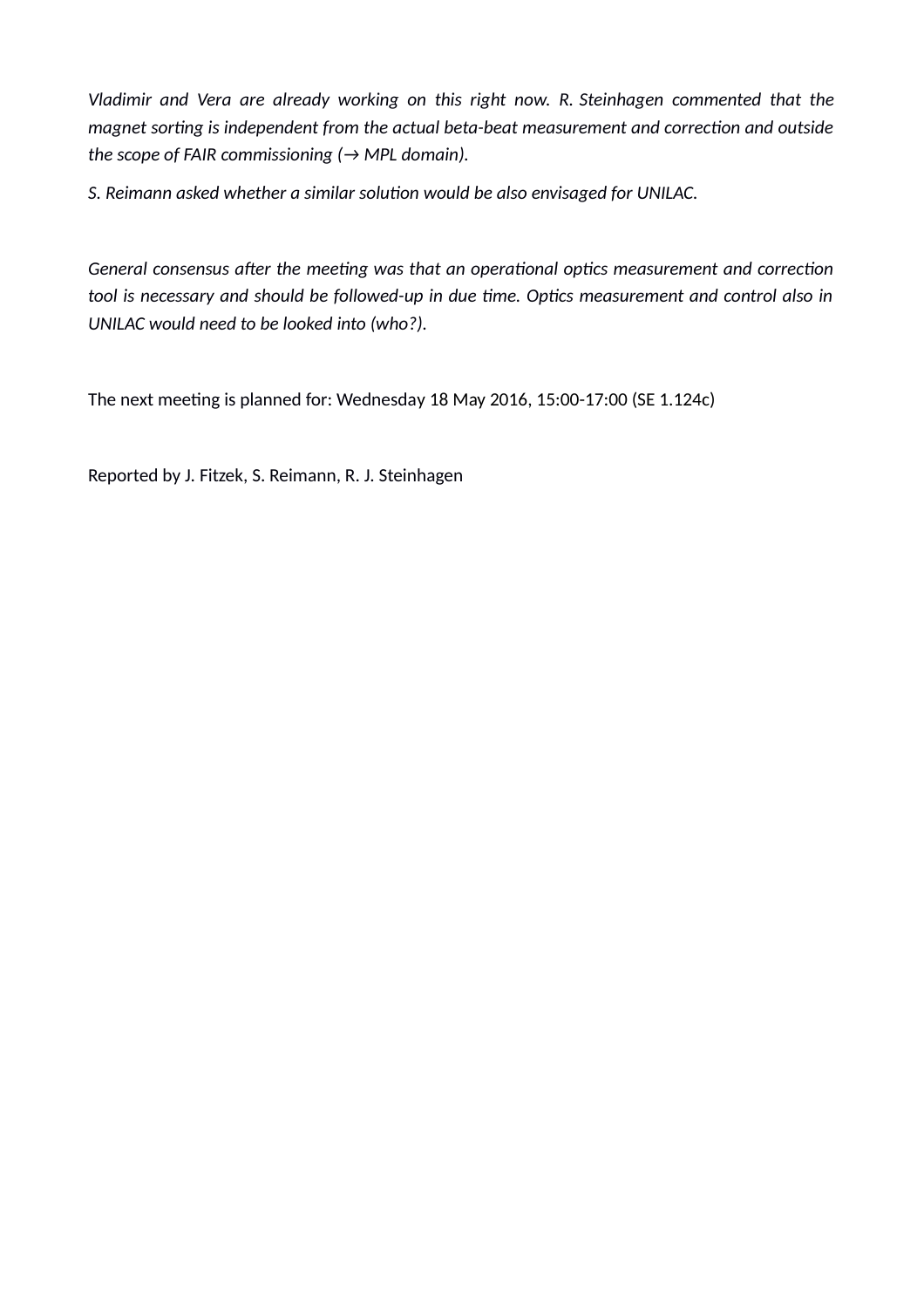*Vladimir and Vera are already working on this right now. R. Steinhagen commented that the magnet sorting is independent from the actual beta-beat measurement and correction and outside the scope of FAIR commissioning (→ MPL domain).*

*S. Reimann asked whether a similar solution would be also envisaged for UNILAC.*

*General consensus after the meeting was that an operational optics measurement and correction tool is necessary and should be followed-up in due time. Optics measurement and control also in UNILAC would need to be looked into (who?).*

The next meeting is planned for: Wednesday 18 May 2016, 15:00-17:00 (SE 1.124c)

Reported by J. Fitzek, S. Reimann, R. J. Steinhagen